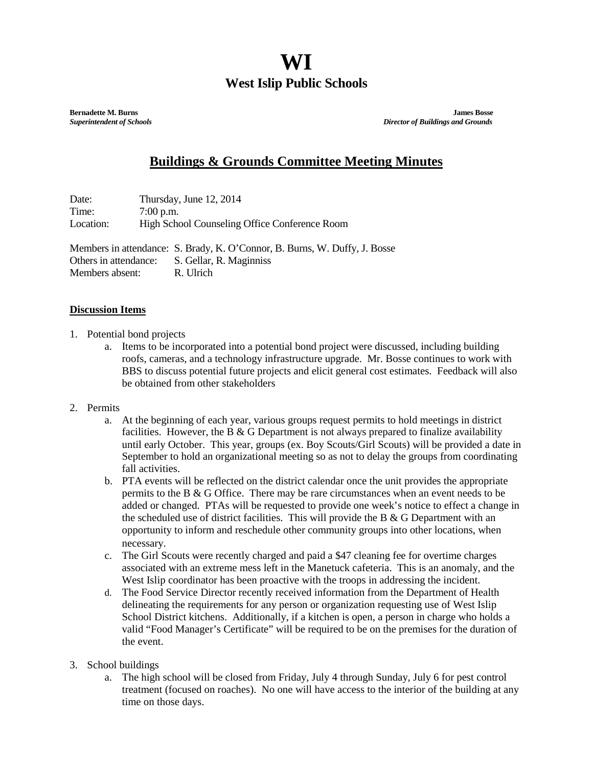# WI

## West Islip Public Schools

**Bernadette M. Burns**
***Superintendent of Schools***

**James Bosse**
***Director of Buildings and Grounds***

## Buildings & Grounds Committee Meeting Minutes

Date: Thursday, June 12, 2014
Time: 7:00 p.m.
Location: High School Counseling Office Conference Room

Members in attendance: S. Brady, K. O'Connor, B. Burns, W. Duffy, J. Bosse
Others in attendance: S. Gellar, R. Maginniss
Members absent: R. Ulrich

**Discussion Items**

1. Potential bond projects
   a. Items to be incorporated into a potential bond project were discussed, including building roofs, cameras, and a technology infrastructure upgrade. Mr. Bosse continues to work with BBS to discuss potential future projects and elicit general cost estimates. Feedback will also be obtained from other stakeholders

2. Permits
   a. At the beginning of each year, various groups request permits to hold meetings in district facilities. However, the B & G Department is not always prepared to finalize availability until early October. This year, groups (ex. Boy Scouts/Girl Scouts) will be provided a date in September to hold an organizational meeting so as not to delay the groups from coordinating fall activities.
   b. PTA events will be reflected on the district calendar once the unit provides the appropriate permits to the B & G Office. There may be rare circumstances when an event needs to be added or changed. PTAs will be requested to provide one week's notice to effect a change in the scheduled use of district facilities. This will provide the B & G Department with an opportunity to inform and reschedule other community groups into other locations, when necessary.
   c. The Girl Scouts were recently charged and paid a $47 cleaning fee for overtime charges associated with an extreme mess left in the Manetuck cafeteria. This is an anomaly, and the West Islip coordinator has been proactive with the troops in addressing the incident.
   d. The Food Service Director recently received information from the Department of Health delineating the requirements for any person or organization requesting use of West Islip School District kitchens. Additionally, if a kitchen is open, a person in charge who holds a valid "Food Manager's Certificate" will be required to be on the premises for the duration of the event.

3. School buildings
   a. The high school will be closed from Friday, July 4 through Sunday, July 6 for pest control treatment (focused on roaches). No one will have access to the interior of the building at any time on those days.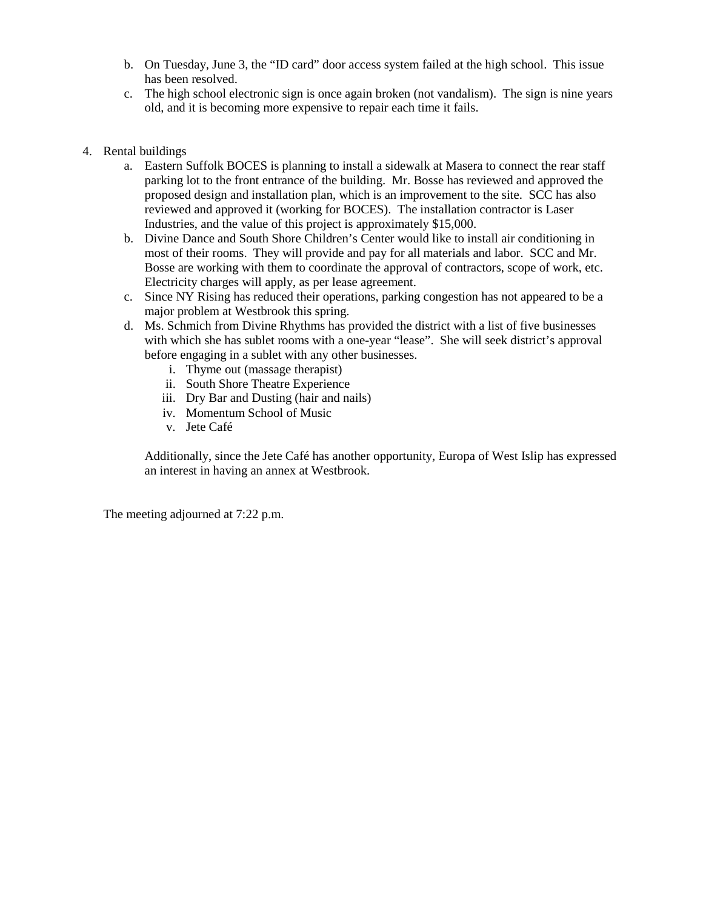b. On Tuesday, June 3, the "ID card" door access system failed at the high school. This issue has been resolved.
c. The high school electronic sign is once again broken (not vandalism). The sign is nine years old, and it is becoming more expensive to repair each time it fails.

4. Rental buildings
    a. Eastern Suffolk BOCES is planning to install a sidewalk at Masera to connect the rear staff parking lot to the front entrance of the building. Mr. Bosse has reviewed and approved the proposed design and installation plan, which is an improvement to the site. SCC has also reviewed and approved it (working for BOCES). The installation contractor is Laser Industries, and the value of this project is approximately $15,000.
    b. Divine Dance and South Shore Children's Center would like to install air conditioning in most of their rooms. They will provide and pay for all materials and labor. SCC and Mr. Bosse are working with them to coordinate the approval of contractors, scope of work, etc. Electricity charges will apply, as per lease agreement.
    c. Since NY Rising has reduced their operations, parking congestion has not appeared to be a major problem at Westbrook this spring.
    d. Ms. Schmich from Divine Rhythms has provided the district with a list of five businesses with which she has sublet rooms with a one-year "lease". She will seek district's approval before engaging in a sublet with any other businesses.
        i. Thyme out (massage therapist)
        ii. South Shore Theatre Experience
        iii. Dry Bar and Dusting (hair and nails)
        iv. Momentum School of Music
        v. Jete Café

       Additionally, since the Jete Café has another opportunity, Europa of West Islip has expressed an interest in having an annex at Westbrook.

The meeting adjourned at 7:22 p.m.